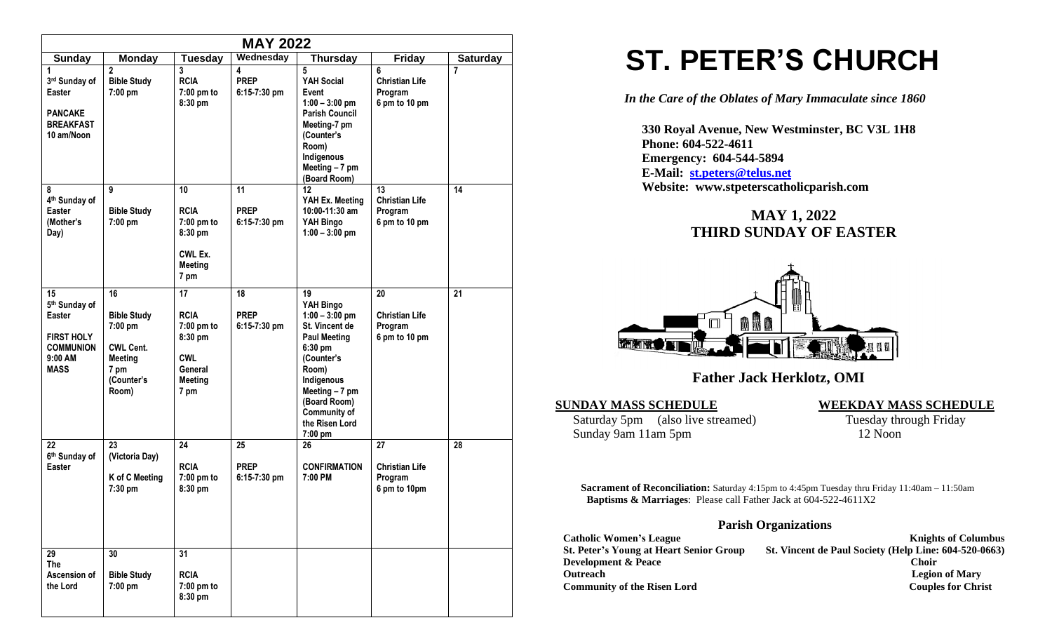| MAY 2022 | | | | | | |
|---|---|---|---|---|---|---|
| **Sunday** | **Monday** | **Tuesday** | **Wednesday** | **Thursday** | **Friday** | **Saturday** |
| **1** **3rd Sunday of Easter** **PANCAKE BREAKFAST 10 am/Noon** | **2** **Bible Study 7:00 pm** | **3** **RCIA 7:00 pm to 8:30 pm** | **4** **PREP 6:15-7:30 pm** | **5** **YAH Social Event 1:00 – 3:00 pm** **Parish Council Meeting-7 pm (Counter's Room)** **Indigenous Meeting – 7 pm (Board Room)** | **6** **Christian Life Program 6 pm to 10 pm** | **7** |
| **8** **4th Sunday of Easter (Mother's Day)** | **9** **Bible Study 7:00 pm** | **10** **RCIA 7:00 pm to 8:30 pm** **CWL Ex. Meeting 7 pm** | **11** **PREP 6:15-7:30 pm** | **12** **YAH Ex. Meeting 10:00-11:30 am** **YAH Bingo 1:00 – 3:00 pm** | **13** **Christian Life Program 6 pm to 10 pm** | **14** |
| **15** **5th Sunday of Easter** **FIRST HOLY COMMUNION 9:00 AM MASS** | **16** **Bible Study 7:00 pm** **CWL Cent. Meeting 7 pm (Counter's Room)** | **17** **RCIA 7:00 pm to 8:30 pm** **CWL General Meeting 7 pm** | **18** **PREP 6:15-7:30 pm** | **19** **YAH Bingo 1:00 – 3:00 pm** **St. Vincent de Paul Meeting 6:30 pm (Counter's Room)** **Indigenous Meeting – 7 pm (Board Room)** **Community of the Risen Lord 7:00 pm** | **20** **Christian Life Program 6 pm to 10 pm** | **21** |
| **22** **6th Sunday of Easter** | **23** **(Victoria Day)** **K of C Meeting 7:30 pm** | **24** **RCIA 7:00 pm to 8:30 pm** | **25** **PREP 6:15-7:30 pm** | **26** **CONFIRMATION 7:00 PM** | **27** **Christian Life Program 6 pm to 10pm** | **28** |
| **29** **The Ascension of the Lord** | **30** **Bible Study 7:00 pm** | **31** **RCIA 7:00 pm to 8:30 pm** | | | | |

# ST. PETER'S CHURCH

*In the Care of the Oblates of Mary Immaculate since 1860*

**330 Royal Avenue, New Westminster, BC V3L 1H8**
**Phone: 604-522-4611**
**Emergency: 604-544-5894**
**E-Mail: st.peters@telus.net**
**Website: www.stpeterscatholicparish.com**

## MAY 1, 2022
## THIRD SUNDAY OF EASTER

## Father Jack Herklotz, OMI

**SUNDAY MASS SCHEDULE**

Saturday 5pm (also live streamed)
Sunday 9am 11am 5pm

**WEEKDAY MASS SCHEDULE**

Tuesday through Friday
12 Noon

**Sacrament of Reconciliation:** Saturday 4:15pm to 4:45pm Tuesday thru Friday 11:40am – 11:50am
**Baptisms & Marriages**: Please call Father Jack at 604-522-4611X2

### Parish Organizations

**Catholic Women's League**
**Knights of Columbus**
**St. Peter's Young at Heart Senior Group**
**St. Vincent de Paul Society (Help Line: 604-520-0663)**
**Development & Peace**
**Choir**
**Outreach**
**Legion of Mary**
**Community of the Risen Lord**
**Couples for Christ**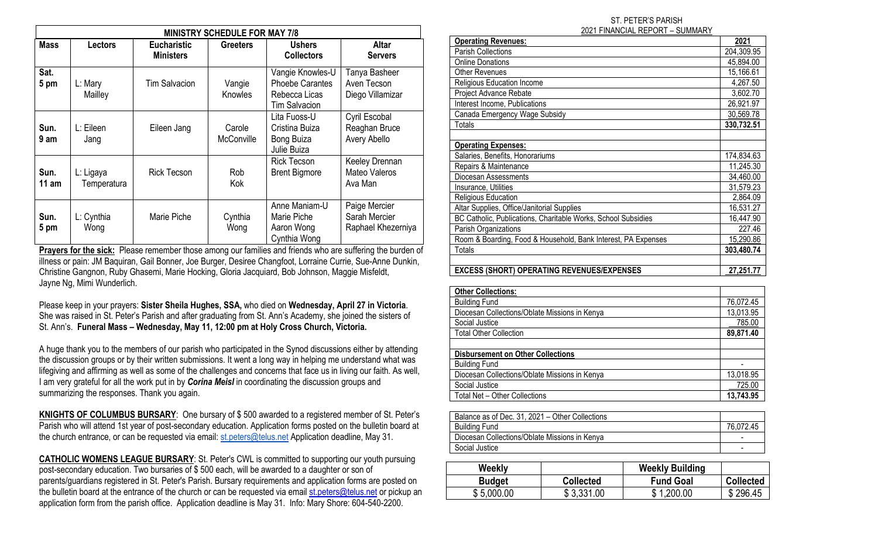| MINISTRY SCHEDULE FOR MAY 7/8 | | | | | |
|---|---|---|---|---|---|
| **Mass** | **Lectors** | **Eucharistic Ministers** | **Greeters** | **Ushers Collectors** | **Altar Servers** |
| Sat. 5 pm | L: Mary Mailley | Tim Salvacion | Vangie Knowles | Vangie Knowles-U Phoebe Carantes Rebecca Licas Tim Salvacion | Tanya Basheer Aven Tecson Diego Villamizar |
| Sun. 9 am | L: Eileen Jang | Eileen Jang | Carole McConville | Lita Fuoss-U Cristina Buiza Bong Buiza Julie Buiza | Cyril Escobal Reaghan Bruce Avery Abello |
| Sun. 11 am | L: Ligaya Temperatura | Rick Tecson | Rob Kok | Rick Tecson Brent Bigmore | Keeley Drennan Mateo Valeros Ava Man |
| Sun. 5 pm | L: Cynthia Wong | Marie Piche | Cynthia Wong | Anne Maniam-U Marie Piche Aaron Wong Cynthia Wong | Paige Mercier Sarah Mercier Raphael Khezerniya |

**Prayers for the sick:** Please remember those among our families and friends who are suffering the burden of illness or pain: JM Baquiran, Gail Bonner, Joe Burger, Desiree Changfoot, Lorraine Currie, Sue-Anne Dunkin, Christine Gangnon, Ruby Ghasemi, Marie Hocking, Gloria Jacquiard, Bob Johnson, Maggie Misfeldt, Jayne Ng, Mimi Wunderlich.

Please keep in your prayers: **Sister Sheila Hughes, SSA,** who died on **Wednesday, April 27 in Victoria**. She was raised in St. Peter's Parish and after graduating from St. Ann's Academy, she joined the sisters of St. Ann's. **Funeral Mass – Wednesday, May 11, 12:00 pm at Holy Cross Church, Victoria.**

A huge thank you to the members of our parish who participated in the Synod discussions either by attending the discussion groups or by their written submissions. It went a long way in helping me understand what was lifegiving and affirming as well as some of the challenges and concerns that face us in living our faith. As well, I am very grateful for all the work put in by ***Corina Meisl*** in coordinating the discussion groups and summarizing the responses. Thank you again.

**KNIGHTS OF COLUMBUS BURSARY**: One bursary of $ 500 awarded to a registered member of St. Peter's Parish who will attend 1st year of post-secondary education. Application forms posted on the bulletin board at the church entrance, or can be requested via email: st.peters@telus.net Application deadline, May 31.

**CATHOLIC WOMENS LEAGUE BURSARY**: St. Peter's CWL is committed to supporting our youth pursuing post-secondary education. Two bursaries of $ 500 each, will be awarded to a daughter or son of parents/guardians registered in St. Peter's Parish. Bursary requirements and application forms are posted on the bulletin board at the entrance of the church or can be requested via email st.peters@telus.net or pickup an application form from the parish office. Application deadline is May 31. Info: Mary Shore: 604-540-2200.

ST. PETER'S PARISH

2021 FINANCIAL REPORT – SUMMARY

| | |
|---|---|
| **Operating Revenues:** | **2021** |
| Parish Collections | 204,309.95 |
| Online Donations | 45,894.00 |
| Other Revenues | 15,166.61 |
| Religious Education Income | 4,267.50 |
| Project Advance Rebate | 3,602.70 |
| Interest Income, Publications | 26,921.97 |
| Canada Emergency Wage Subsidy | 30,569.78 |
| Totals | **330,732.51** |
| | |
| **Operating Expenses:** | |
| Salaries, Benefits, Honorariums | 174,834.63 |
| Repairs & Maintenance | 11,245.30 |
| Diocesan Assessments | 34,460.00 |
| Insurance, Utilities | 31,579.23 |
| Religious Education | 2,864.09 |
| Altar Supplies, Office/Janitorial Supplies | 16,531.27 |
| BC Catholic, Publications, Charitable Works, School Subsidies | 16,447.90 |
| Parish Organizations | 227.46 |
| Room & Boarding, Food & Household, Bank Interest, PA Expenses | 15,290.86 |
| Totals | **303,480.74** |
| | |
| **EXCESS (SHORT) OPERATING REVENUES/EXPENSES** | **27,251.77** |

| | |
|---|---|
| **Other Collections:** | |
| Building Fund | 76,072.45 |
| Diocesan Collections/Oblate Missions in Kenya | 13,013.95 |
| Social Justice | 785.00 |
| Total Other Collection | **89,871.40** |
| | |
| **Disbursement on Other Collections** | |
| Building Fund | - |
| Diocesan Collections/Oblate Missions in Kenya | 13,018.95 |
| Social Justice | 725.00 |
| Total Net – Other Collections | **13,743.95** |

| | |
|---|---|
| Balance as of Dec. 31, 2021 – Other Collections | |
| Building Fund | 76,072.45 |
| Diocesan Collections/Oblate Missions in Kenya | - |
| Social Justice | - |

| **Weekly Budget** | **Collected** | **Weekly Building Fund Goal** | **Collected** |
|---|---|---|---|
| $ 5,000.00 | $ 3,331.00 | $ 1,200.00 | $ 296.45 |